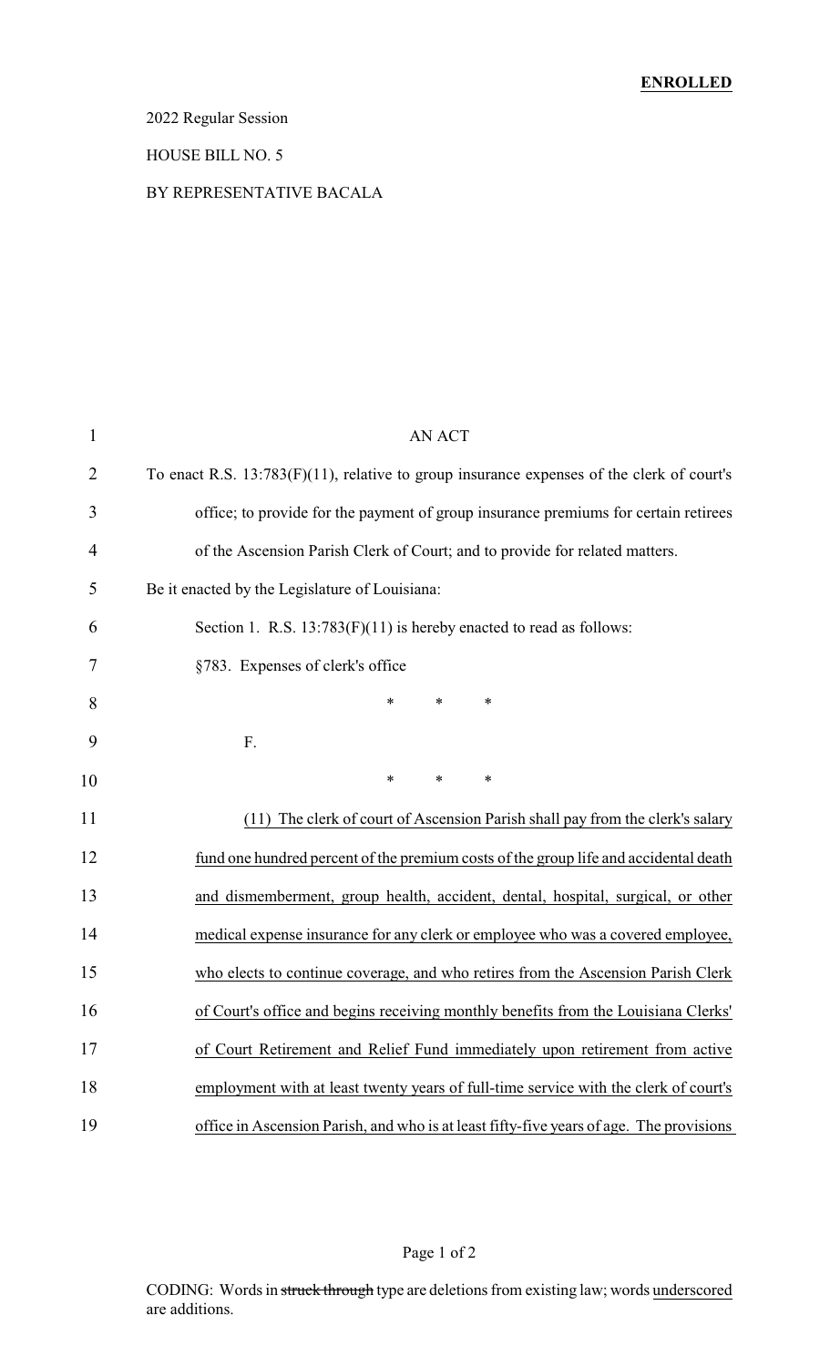**ENROLLED**

2022 Regular Session

HOUSE BILL NO. 5

BY REPRESENTATIVE BACALA

AN ACT

To enact R.S. 13:783(F)(11), relative to group insurance expenses of the clerk of court's office; to provide for the payment of group insurance premiums for certain retirees of the Ascension Parish Clerk of Court; and to provide for related matters.

Be it enacted by the Legislature of Louisiana:

Section 1. R.S. 13:783(F)(11) is hereby enacted to read as follows:

§783. Expenses of clerk's office

\* \* \*

F.

\* \* \*

<u>(11) The clerk of court of Ascension Parish shall pay from the clerk's salary fund one hundred percent of the premium costs of the group life and accidental death and dismemberment, group health, accident, dental, hospital, surgical, or other medical expense insurance for any clerk or employee who was a covered employee, who elects to continue coverage, and who retires from the Ascension Parish Clerk of Court's office and begins receiving monthly benefits from the Louisiana Clerks' of Court Retirement and Relief Fund immediately upon retirement from active employment with at least twenty years of full-time service with the clerk of court's office in Ascension Parish, and who is at least fifty-five years of age. The provisions</u>

CODING: Words in ~~struck through~~ type are deletions from existing law; words <u>underscored</u> are additions.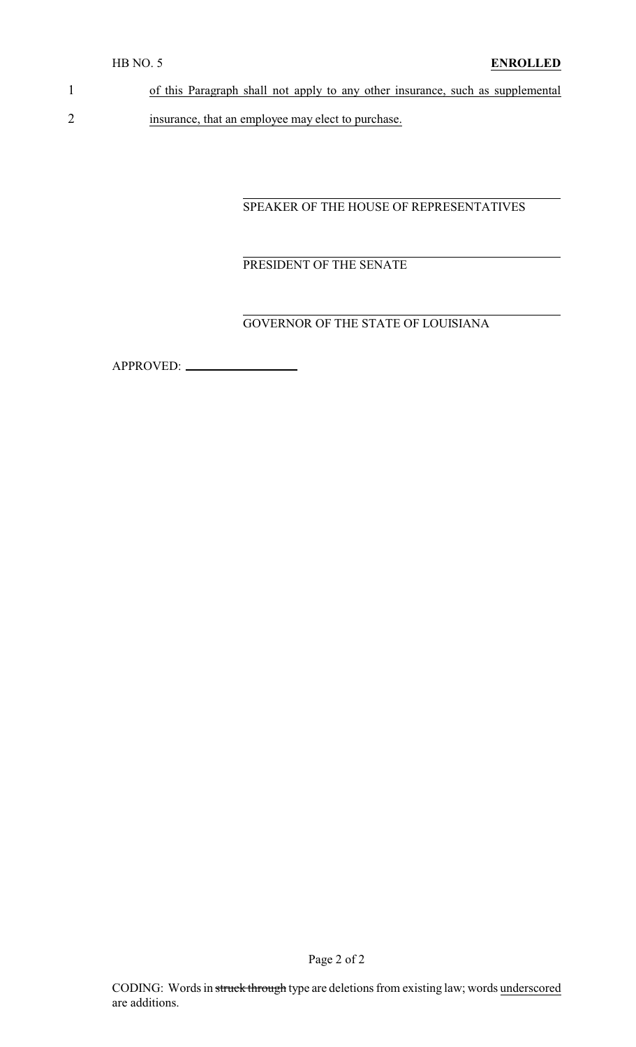of this Paragraph shall not apply to any other insurance, such as supplemental insurance, that an employee may elect to purchase.

SPEAKER OF THE HOUSE OF REPRESENTATIVES

PRESIDENT OF THE SENATE

GOVERNOR OF THE STATE OF LOUISIANA

APPROVED: \_\_\_\_\_\_\_\_\_\_\_\_\_\_\_\_\_\_

CODING: Words in ~~struck through~~ type are deletions from existing law; words underscored are additions.